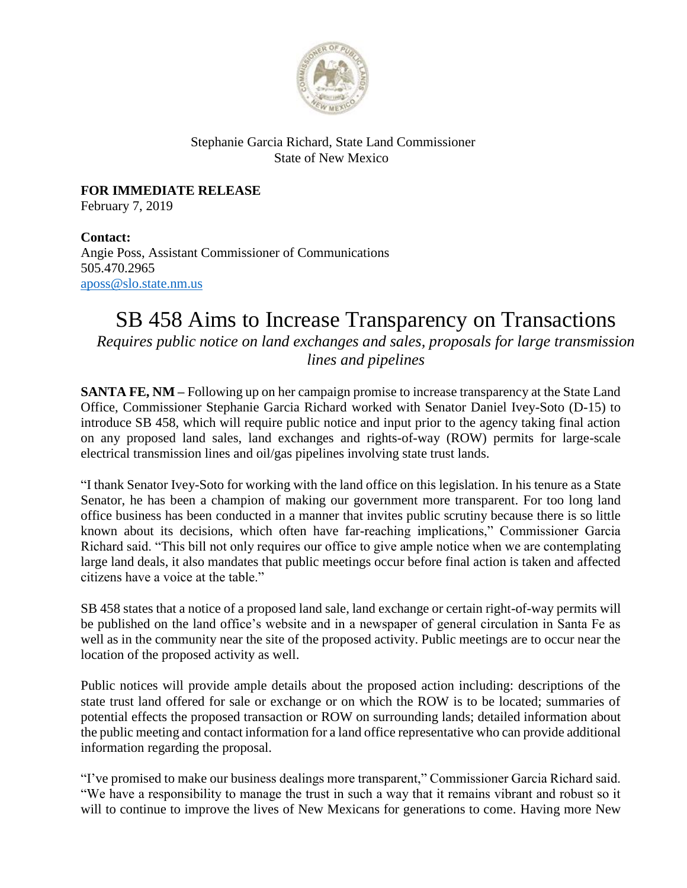Stephanie Garcia Richard, State Land Commissioner
State of New Mexico

**FOR IMMEDIATE RELEASE**
February 7, 2019

**Contact:**
Angie Poss, Assistant Commissioner of Communications
505.470.2965
aposs@slo.state.nm.us

# SB 458 Aims to Increase Transparency on Transactions

*Requires public notice on land exchanges and sales, proposals for large transmission lines and pipelines*

**SANTA FE, NM –** Following up on her campaign promise to increase transparency at the State Land Office, Commissioner Stephanie Garcia Richard worked with Senator Daniel Ivey-Soto (D-15) to introduce SB 458, which will require public notice and input prior to the agency taking final action on any proposed land sales, land exchanges and rights-of-way (ROW) permits for large-scale electrical transmission lines and oil/gas pipelines involving state trust lands.

"I thank Senator Ivey-Soto for working with the land office on this legislation. In his tenure as a State Senator, he has been a champion of making our government more transparent. For too long land office business has been conducted in a manner that invites public scrutiny because there is so little known about its decisions, which often have far-reaching implications," Commissioner Garcia Richard said. "This bill not only requires our office to give ample notice when we are contemplating large land deals, it also mandates that public meetings occur before final action is taken and affected citizens have a voice at the table."

SB 458 states that a notice of a proposed land sale, land exchange or certain right-of-way permits will be published on the land office's website and in a newspaper of general circulation in Santa Fe as well as in the community near the site of the proposed activity. Public meetings are to occur near the location of the proposed activity as well.

Public notices will provide ample details about the proposed action including: descriptions of the state trust land offered for sale or exchange or on which the ROW is to be located; summaries of potential effects the proposed transaction or ROW on surrounding lands; detailed information about the public meeting and contact information for a land office representative who can provide additional information regarding the proposal.

"I've promised to make our business dealings more transparent," Commissioner Garcia Richard said. "We have a responsibility to manage the trust in such a way that it remains vibrant and robust so it will to continue to improve the lives of New Mexicans for generations to come. Having more New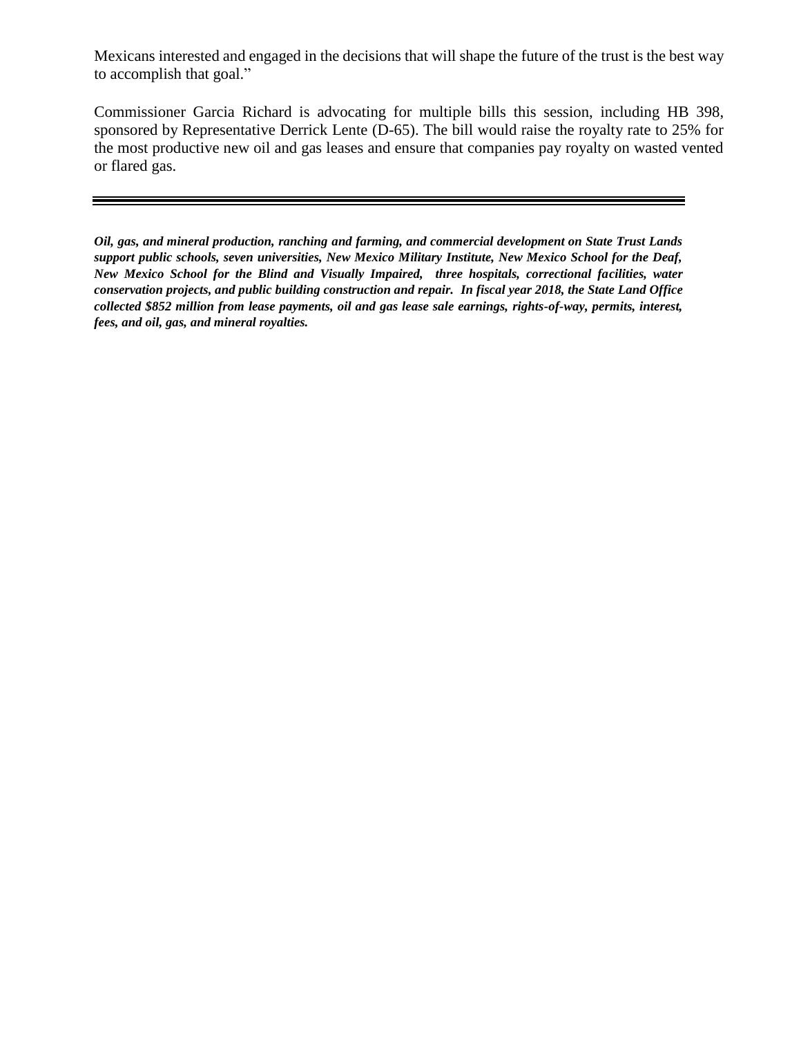Mexicans interested and engaged in the decisions that will shape the future of the trust is the best way to accomplish that goal."

Commissioner Garcia Richard is advocating for multiple bills this session, including HB 398, sponsored by Representative Derrick Lente (D-65). The bill would raise the royalty rate to 25% for the most productive new oil and gas leases and ensure that companies pay royalty on wasted vented or flared gas.

---

***Oil, gas, and mineral production, ranching and farming, and commercial development on State Trust Lands support public schools, seven universities, New Mexico Military Institute, New Mexico School for the Deaf, New Mexico School for the Blind and Visually Impaired, three hospitals, correctional facilities, water conservation projects, and public building construction and repair. In fiscal year 2018, the State Land Office collected $852 million from lease payments, oil and gas lease sale earnings, rights-of-way, permits, interest, fees, and oil, gas, and mineral royalties.***